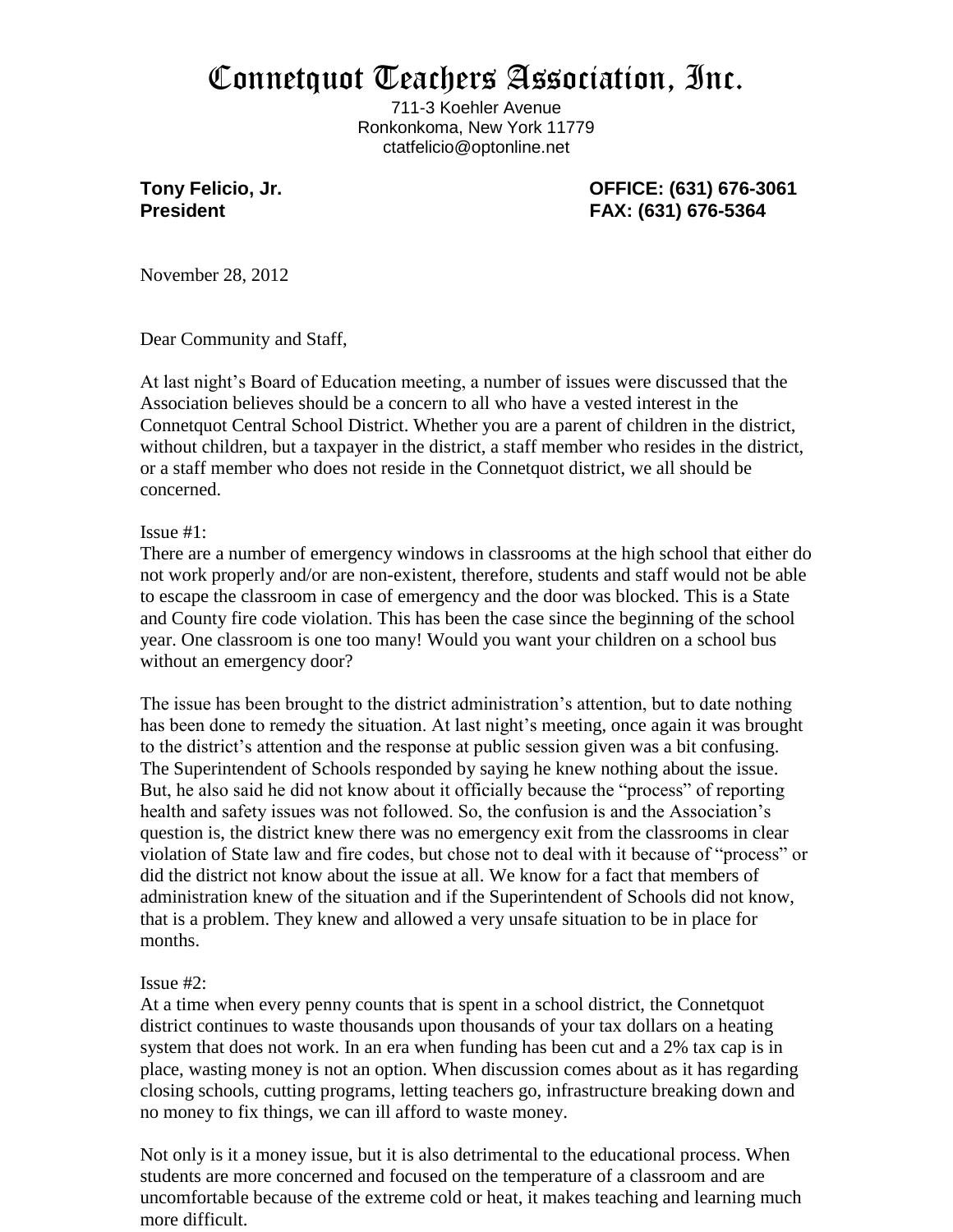# Connetquot Teachers Association, Inc.

711-3 Koehler Avenue
Ronkonkoma, New York 11779
ctatfelicio@optonline.net

**Tony Felicio, Jr.**
**President**

**OFFICE: (631) 676-3061**
**FAX: (631) 676-5364**

November 28, 2012

Dear Community and Staff,

At last night's Board of Education meeting, a number of issues were discussed that the Association believes should be a concern to all who have a vested interest in the Connetquot Central School District. Whether you are a parent of children in the district, without children, but a taxpayer in the district, a staff member who resides in the district, or a staff member who does not reside in the Connetquot district, we all should be concerned.

Issue #1:
There are a number of emergency windows in classrooms at the high school that either do not work properly and/or are non-existent, therefore, students and staff would not be able to escape the classroom in case of emergency and the door was blocked. This is a State and County fire code violation. This has been the case since the beginning of the school year. One classroom is one too many! Would you want your children on a school bus without an emergency door?

The issue has been brought to the district administration's attention, but to date nothing has been done to remedy the situation. At last night's meeting, once again it was brought to the district's attention and the response at public session given was a bit confusing. The Superintendent of Schools responded by saying he knew nothing about the issue. But, he also said he did not know about it officially because the "process" of reporting health and safety issues was not followed. So, the confusion is and the Association's question is, the district knew there was no emergency exit from the classrooms in clear violation of State law and fire codes, but chose not to deal with it because of "process" or did the district not know about the issue at all. We know for a fact that members of administration knew of the situation and if the Superintendent of Schools did not know, that is a problem. They knew and allowed a very unsafe situation to be in place for months.

Issue #2:
At a time when every penny counts that is spent in a school district, the Connetquot district continues to waste thousands upon thousands of your tax dollars on a heating system that does not work. In an era when funding has been cut and a 2% tax cap is in place, wasting money is not an option. When discussion comes about as it has regarding closing schools, cutting programs, letting teachers go, infrastructure breaking down and no money to fix things, we can ill afford to waste money.

Not only is it a money issue, but it is also detrimental to the educational process. When students are more concerned and focused on the temperature of a classroom and are uncomfortable because of the extreme cold or heat, it makes teaching and learning much more difficult.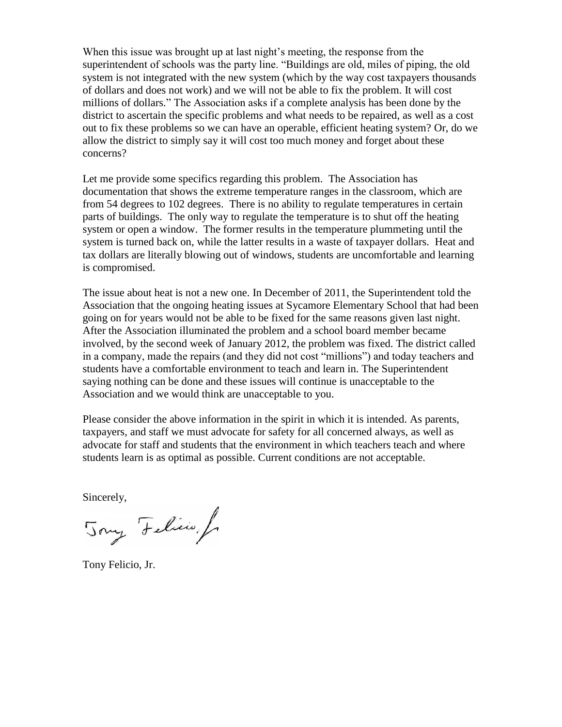When this issue was brought up at last night's meeting, the response from the superintendent of schools was the party line. "Buildings are old, miles of piping, the old system is not integrated with the new system (which by the way cost taxpayers thousands of dollars and does not work) and we will not be able to fix the problem. It will cost millions of dollars." The Association asks if a complete analysis has been done by the district to ascertain the specific problems and what needs to be repaired, as well as a cost out to fix these problems so we can have an operable, efficient heating system? Or, do we allow the district to simply say it will cost too much money and forget about these concerns?

Let me provide some specifics regarding this problem. The Association has documentation that shows the extreme temperature ranges in the classroom, which are from 54 degrees to 102 degrees. There is no ability to regulate temperatures in certain parts of buildings. The only way to regulate the temperature is to shut off the heating system or open a window. The former results in the temperature plummeting until the system is turned back on, while the latter results in a waste of taxpayer dollars. Heat and tax dollars are literally blowing out of windows, students are uncomfortable and learning is compromised.

The issue about heat is not a new one. In December of 2011, the Superintendent told the Association that the ongoing heating issues at Sycamore Elementary School that had been going on for years would not be able to be fixed for the same reasons given last night. After the Association illuminated the problem and a school board member became involved, by the second week of January 2012, the problem was fixed. The district called in a company, made the repairs (and they did not cost "millions") and today teachers and students have a comfortable environment to teach and learn in. The Superintendent saying nothing can be done and these issues will continue is unacceptable to the Association and we would think are unacceptable to you.

Please consider the above information in the spirit in which it is intended. As parents, taxpayers, and staff we must advocate for safety for all concerned always, as well as advocate for staff and students that the environment in which teachers teach and where students learn is as optimal as possible. Current conditions are not acceptable.

Sincerely,

Tony Felicio, Jr.

Tony Felicio, Jr.